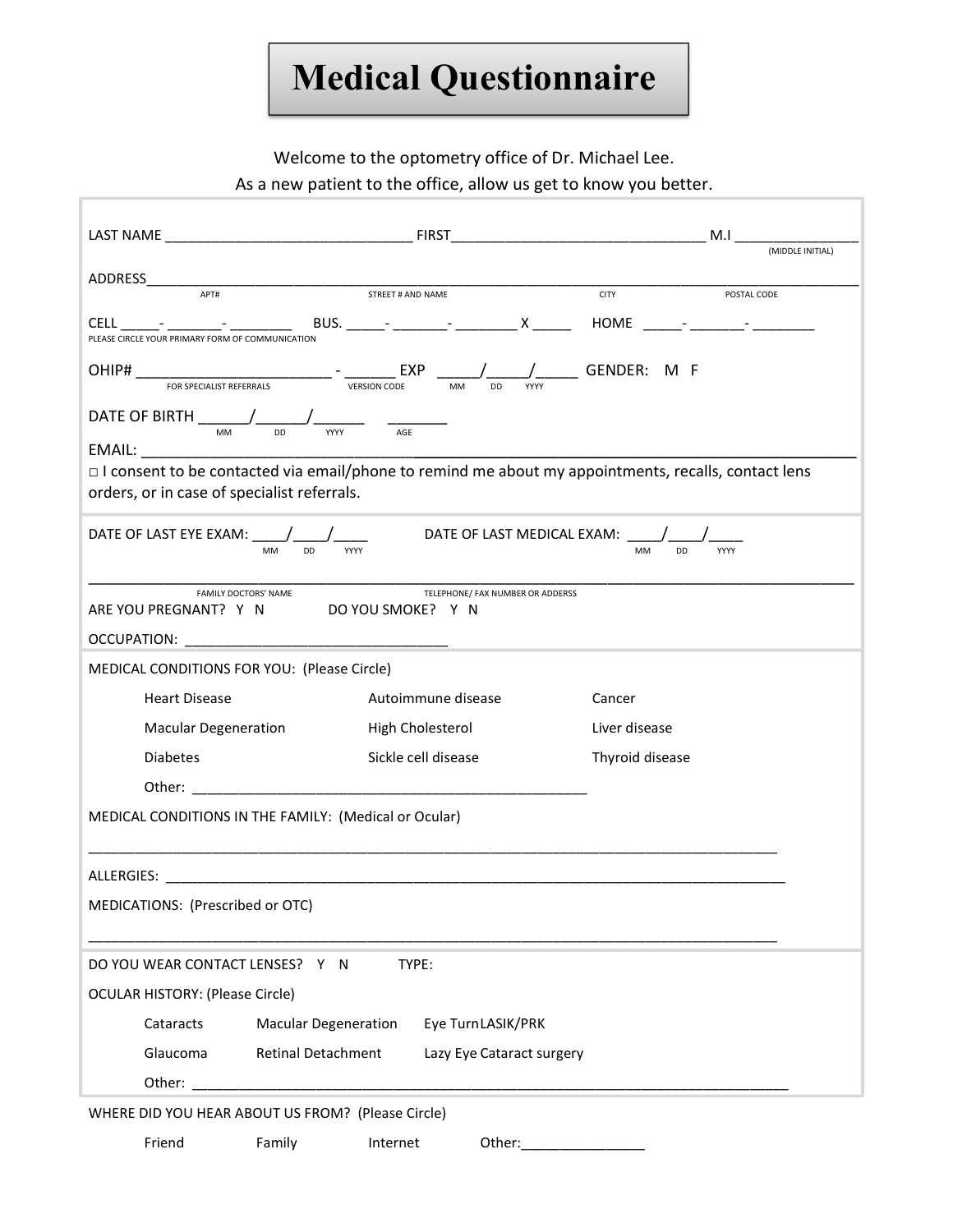# Medical Questionnaire

Welcome to the optometry office of Dr. Michael Lee.
As a new patient to the office, allow us get to know you better.

LAST NAME _______________________________ FIRST________________________________ M.I _______________ (MIDDLE INITIAL)

ADDRESS________________________________________________________________________________________
APT# STREET # AND NAME CITY POSTAL CODE

CELL _____- _______- ________ BUS. _____- _______- ________ X _____ HOME _____- _______- ________
PLEASE CIRCLE YOUR PRIMARY FORM OF COMMUNICATION

OHIP# ________________________ - ______ EXP _____/_____/_____ GENDER: M F
FOR SPECIALIST REFERRALS VERSION CODE MM DD YYYY

DATE OF BIRTH ______/______/______ _______
MM DD YYYY AGE

EMAIL: ________________________________________________________________________________________

□ I consent to be contacted via email/phone to remind me about my appointments, recalls, contact lens orders, or in case of specialist referrals.

DATE OF LAST EYE EXAM: ____/____/____ DATE OF LAST MEDICAL EXAM: ____/____/____
MM DD YYYY MM DD YYYY

________________________________________________________________________________________________
FAMILY DOCTORS' NAME TELEPHONE/ FAX NUMBER OR ADDERSS

ARE YOU PREGNANT? Y N DO YOU SMOKE? Y N

OCCUPATION: _________________________________

MEDICAL CONDITIONS FOR YOU: (Please Circle)

Heart Disease Autoimmune disease Cancer

Macular Degeneration High Cholesterol Liver disease

Diabetes Sickle cell disease Thyroid disease

Other: __________________________________________________

MEDICAL CONDITIONS IN THE FAMILY: (Medical or Ocular)

______________________________________________________________________________________

ALLERGIES: ______________________________________________________________________________

MEDICATIONS: (Prescribed or OTC)

______________________________________________________________________________________

DO YOU WEAR CONTACT LENSES? Y N TYPE:

OCULAR HISTORY: (Please Circle)

Cataracts Macular Degeneration Eye Turn LASIK/PRK

Glaucoma Retinal Detachment Lazy Eye Cataract surgery

Other: ___________________________________________________________________________

WHERE DID YOU HEAR ABOUT US FROM? (Please Circle)

Friend Family Internet Other:________________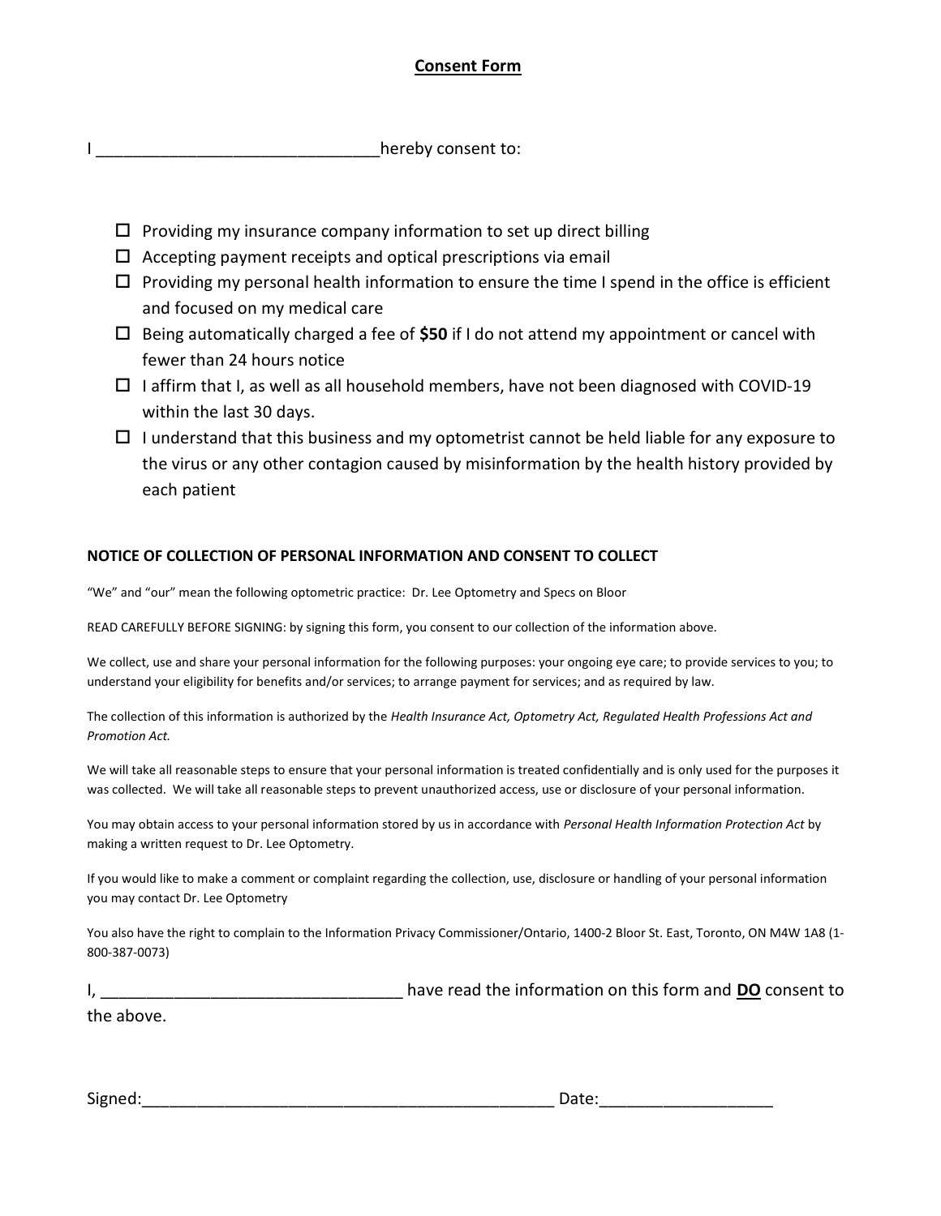# Consent Form

I ______________________________hereby consent to:

- ☐ Providing my insurance company information to set up direct billing
- ☐ Accepting payment receipts and optical prescriptions via email
- ☐ Providing my personal health information to ensure the time I spend in the office is efficient and focused on my medical care
- ☐ Being automatically charged a fee of **$50** if I do not attend my appointment or cancel with fewer than 24 hours notice
- ☐ I affirm that I, as well as all household members, have not been diagnosed with COVID-19 within the last 30 days.
- ☐ I understand that this business and my optometrist cannot be held liable for any exposure to the virus or any other contagion caused by misinformation by the health history provided by each patient

### NOTICE OF COLLECTION OF PERSONAL INFORMATION AND CONSENT TO COLLECT

"We" and "our" mean the following optometric practice: Dr. Lee Optometry and Specs on Bloor

READ CAREFULLY BEFORE SIGNING: by signing this form, you consent to our collection of the information above.

We collect, use and share your personal information for the following purposes: your ongoing eye care; to provide services to you; to understand your eligibility for benefits and/or services; to arrange payment for services; and as required by law.

The collection of this information is authorized by the *Health Insurance Act, Optometry Act, Regulated Health Professions Act and Promotion Act.*

We will take all reasonable steps to ensure that your personal information is treated confidentially and is only used for the purposes it was collected. We will take all reasonable steps to prevent unauthorized access, use or disclosure of your personal information.

You may obtain access to your personal information stored by us in accordance with *Personal Health Information Protection Act* by making a written request to Dr. Lee Optometry.

If you would like to make a comment or complaint regarding the collection, use, disclosure or handling of your personal information you may contact Dr. Lee Optometry

You also have the right to complain to the Information Privacy Commissioner/Ontario, 1400-2 Bloor St. East, Toronto, ON M4W 1A8 (1-800-387-0073)

I, _________________________________ have read the information on this form and **DO** consent to the above.

Signed:______________________________________________ Date:__________________